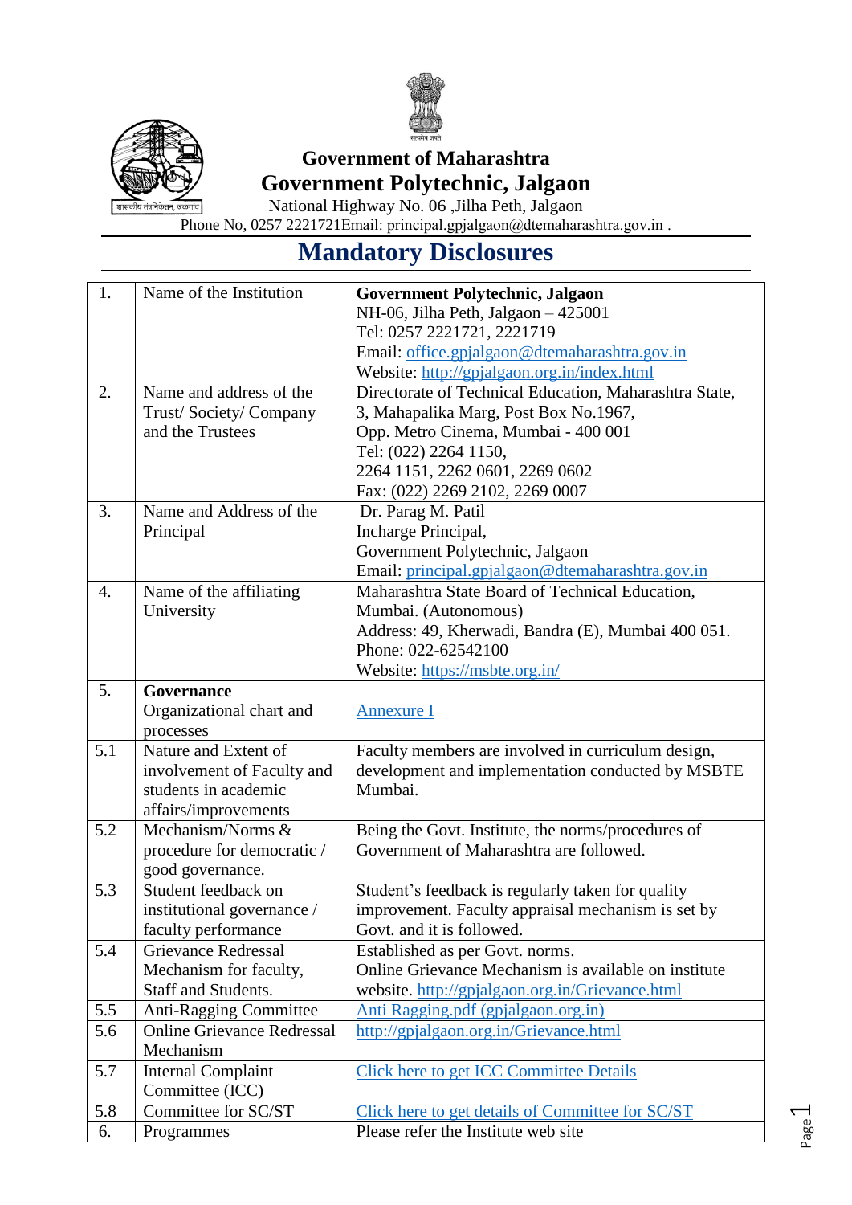**Government of Maharashtra**

# Government Polytechnic, Jalgaon

National Highway No. 06 ,Jilha Peth, Jalgaon

Phone No, 0257 2221721Email: principal.gpjalgaon@dtemaharashtra.gov.in .

## Mandatory Disclosures

| | | |
|---|---|---|
| 1. | Name of the Institution | **Government Polytechnic, Jalgaon**<br>NH-06, Jilha Peth, Jalgaon – 425001<br>Tel: 0257 2221721, 2221719<br>Email: office.gpjalgaon@dtemaharashtra.gov.in<br>Website: http://gpjalgaon.org.in/index.html |
| 2. | Name and address of the Trust/ Society/ Company and the Trustees | Directorate of Technical Education, Maharashtra State,<br>3, Mahapalika Marg, Post Box No.1967,<br>Opp. Metro Cinema, Mumbai - 400 001<br>Tel: (022) 2264 1150,<br>2264 1151, 2262 0601, 2269 0602<br>Fax: (022) 2269 2102, 2269 0007 |
| 3. | Name and Address of the Principal | Dr. Parag M. Patil<br>Incharge Principal,<br>Government Polytechnic, Jalgaon<br>Email: principal.gpjalgaon@dtemaharashtra.gov.in |
| 4. | Name of the affiliating University | Maharashtra State Board of Technical Education, Mumbai. (Autonomous)<br>Address: 49, Kherwadi, Bandra (E), Mumbai 400 051.<br>Phone: 022-62542100<br>Website: https://msbte.org.in/ |
| 5. | **Governance**<br>Organizational chart and processes | Annexure I |
| 5.1 | Nature and Extent of involvement of Faculty and students in academic affairs/improvements | Faculty members are involved in curriculum design, development and implementation conducted by MSBTE Mumbai. |
| 5.2 | Mechanism/Norms & procedure for democratic / good governance. | Being the Govt. Institute, the norms/procedures of Government of Maharashtra are followed. |
| 5.3 | Student feedback on institutional governance / faculty performance | Student's feedback is regularly taken for quality improvement. Faculty appraisal mechanism is set by Govt. and it is followed. |
| 5.4 | Grievance Redressal Mechanism for faculty, Staff and Students. | Established as per Govt. norms.<br>Online Grievance Mechanism is available on institute website. http://gpjalgaon.org.in/Grievance.html |
| 5.5 | Anti-Ragging Committee | Anti Ragging.pdf (gpjalgaon.org.in) |
| 5.6 | Online Grievance Redressal Mechanism | http://gpjalgaon.org.in/Grievance.html |
| 5.7 | Internal Complaint Committee (ICC) | Click here to get ICC Committee Details |
| 5.8 | Committee for SC/ST | Click here to get details of Committee for SC/ST |
| 6. | Programmes | Please refer the Institute web site |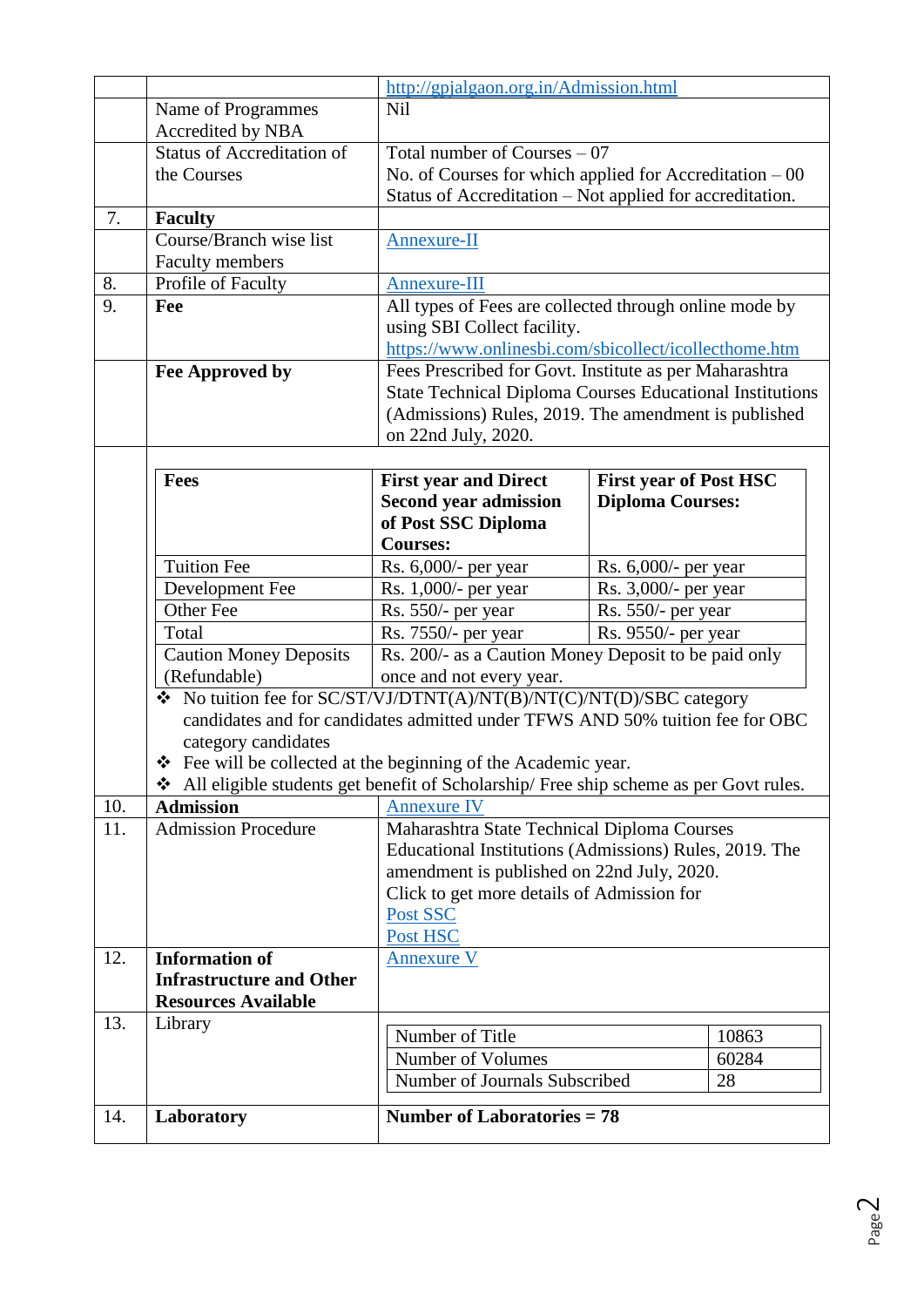| | | |
|---|---|---|
| | | http://gpjalgaon.org.in/Admission.html |
| | Name of Programmes Accredited by NBA | Nil |
| | Status of Accreditation of the Courses | Total number of Courses – 07<br>No. of Courses for which applied for Accreditation – 00<br>Status of Accreditation – Not applied for accreditation. |
| 7. | **Faculty** | |
| | Course/Branch wise list Faculty members | Annexure-II |
| 8. | Profile of Faculty | Annexure-III |
| 9. | **Fee** | All types of Fees are collected through online mode by using SBI Collect facility.<br>https://www.onlinesbi.com/sbicollect/icollecthome.htm |
| | **Fee Approved by** | Fees Prescribed for Govt. Institute as per Maharashtra State Technical Diploma Courses Educational Institutions (Admissions) Rules, 2019. The amendment is published on 22nd July, 2020. |

| **Fees** | **First year and Direct Second year admission of Post SSC Diploma Courses:** | **First year of Post HSC Diploma Courses:** |
|---|---|---|
| Tuition Fee | Rs. 6,000/- per year | Rs. 6,000/- per year |
| Development Fee | Rs. 1,000/- per year | Rs. 3,000/- per year |
| Other Fee | Rs. 550/- per year | Rs. 550/- per year |
| Total | Rs. 7550/- per year | Rs. 9550/- per year |
| Caution Money Deposits (Refundable) | Rs. 200/- as a Caution Money Deposit to be paid only once and not every year. | |

- No tuition fee for SC/ST/VJ/DTNT(A)/NT(B)/NT(C)/NT(D)/SBC category candidates and for candidates admitted under TFWS AND 50% tuition fee for OBC category candidates
- Fee will be collected at the beginning of the Academic year.
- All eligible students get benefit of Scholarship/ Free ship scheme as per Govt rules.

| | | |
|---|---|---|
| 10. | **Admission** | Annexure IV |
| 11. | Admission Procedure | Maharashtra State Technical Diploma Courses Educational Institutions (Admissions) Rules, 2019. The amendment is published on 22nd July, 2020.<br>Click to get more details of Admission for<br>Post SSC<br>Post HSC |
| 12. | **Information of Infrastructure and Other Resources Available** | Annexure V |
| 13. | Library | Number of Title: 10863<br>Number of Volumes: 60284<br>Number of Journals Subscribed: 28 |
| 14. | **Laboratory** | **Number of Laboratories = 78** |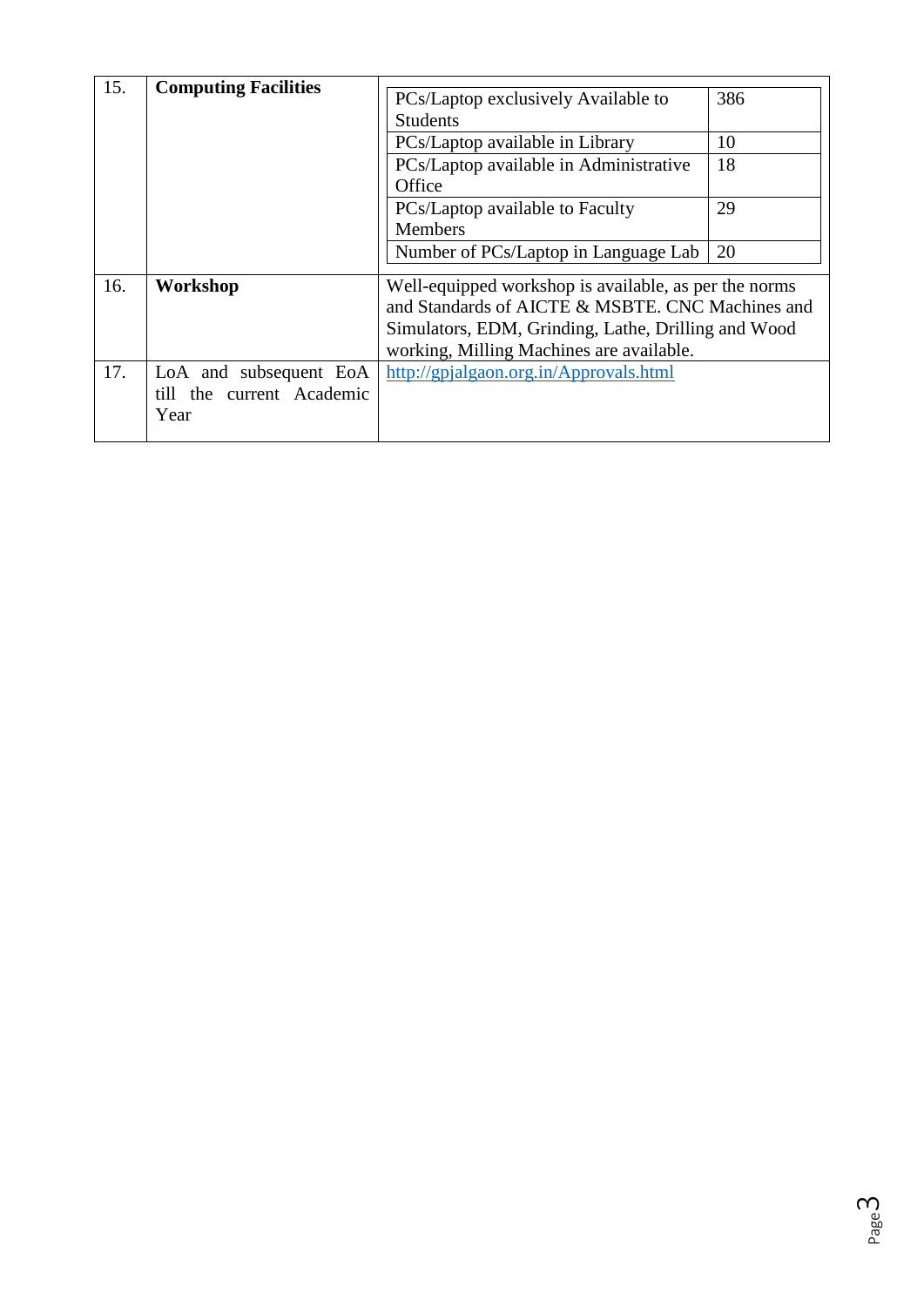| 15. | **Computing Facilities** | PCs/Laptop exclusively Available to Students: 386<br>PCs/Laptop available in Library: 10<br>PCs/Laptop available in Administrative Office: 18<br>PCs/Laptop available to Faculty Members: 29<br>Number of PCs/Laptop in Language Lab: 20 |
|---|---|---|
| 16. | **Workshop** | Well-equipped workshop is available, as per the norms and Standards of AICTE & MSBTE. CNC Machines and Simulators, EDM, Grinding, Lathe, Drilling and Wood working, Milling Machines are available. |
| 17. | LoA and subsequent EoA till the current Academic Year | [http://gpjalgaon.org.in/Approvals.html](http://gpjalgaon.org.in/Approvals.html) |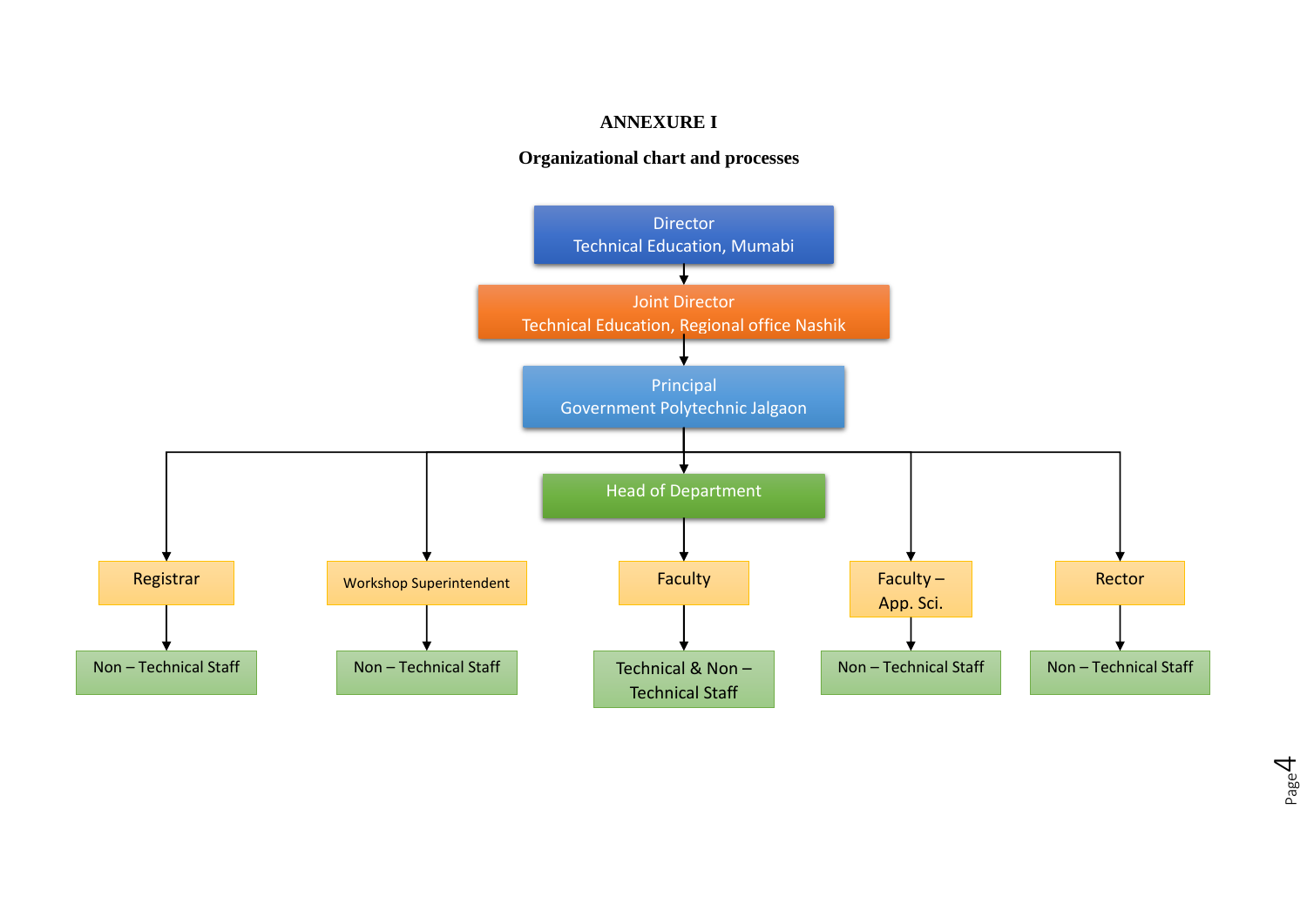**ANNEXURE I**

**Organizational chart and processes**

- Director
  Technical Education, Mumabi
  - Joint Director
    Technical Education, Regional office Nashik
    - Principal
      Government Polytechnic Jalgaon
      - Registrar
        - Non – Technical Staff
      - Workshop Superintendent
        - Non – Technical Staff
      - Head of Department
        - Faculty
          - Technical & Non – Technical Staff
      - Faculty – App. Sci.
        - Non – Technical Staff
      - Rector
        - Non – Technical Staff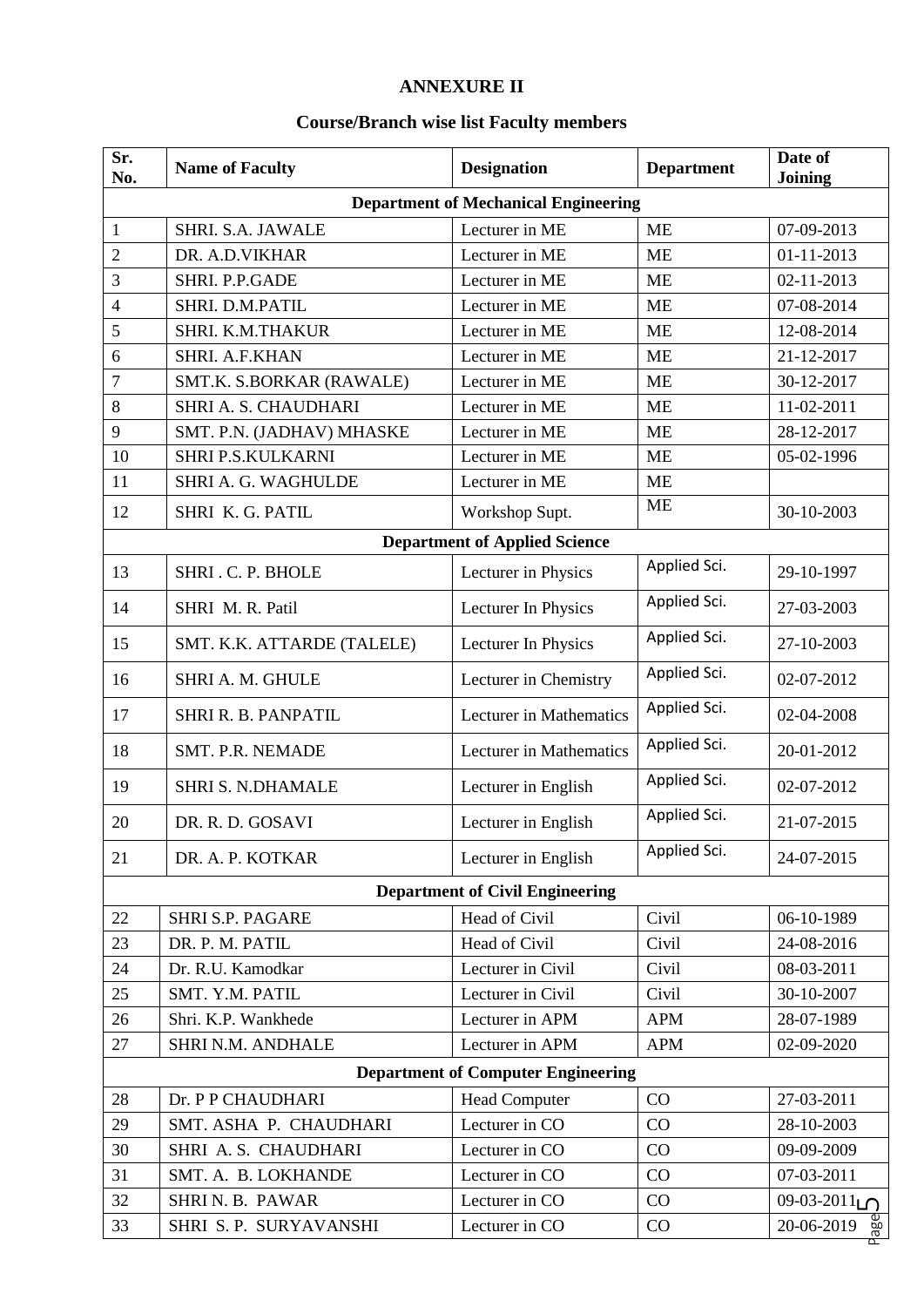# ANNEXURE II

## Course/Branch wise list Faculty members

| Sr. No. | Name of Faculty | Designation | Department | Date of Joining |
|---|---|---|---|---|
| **Department of Mechanical Engineering** | | | | |
| 1 | SHRI. S.A. JAWALE | Lecturer in ME | ME | 07-09-2013 |
| 2 | DR. A.D.VIKHAR | Lecturer in ME | ME | 01-11-2013 |
| 3 | SHRI. P.P.GADE | Lecturer in ME | ME | 02-11-2013 |
| 4 | SHRI. D.M.PATIL | Lecturer in ME | ME | 07-08-2014 |
| 5 | SHRI. K.M.THAKUR | Lecturer in ME | ME | 12-08-2014 |
| 6 | SHRI. A.F.KHAN | Lecturer in ME | ME | 21-12-2017 |
| 7 | SMT.K. S.BORKAR (RAWALE) | Lecturer in ME | ME | 30-12-2017 |
| 8 | SHRI A. S. CHAUDHARI | Lecturer in ME | ME | 11-02-2011 |
| 9 | SMT. P.N. (JADHAV) MHASKE | Lecturer in ME | ME | 28-12-2017 |
| 10 | SHRI P.S.KULKARNI | Lecturer in ME | ME | 05-02-1996 |
| 11 | SHRI A. G. WAGHULDE | Lecturer in ME | ME | |
| 12 | SHRI K. G. PATIL | Workshop Supt. | ME | 30-10-2003 |
| **Department of Applied Science** | | | | |
| 13 | SHRI . C. P. BHOLE | Lecturer in Physics | Applied Sci. | 29-10-1997 |
| 14 | SHRI M. R. Patil | Lecturer In Physics | Applied Sci. | 27-03-2003 |
| 15 | SMT. K.K. ATTARDE (TALELE) | Lecturer In Physics | Applied Sci. | 27-10-2003 |
| 16 | SHRI A. M. GHULE | Lecturer in Chemistry | Applied Sci. | 02-07-2012 |
| 17 | SHRI R. B. PANPATIL | Lecturer in Mathematics | Applied Sci. | 02-04-2008 |
| 18 | SMT. P.R. NEMADE | Lecturer in Mathematics | Applied Sci. | 20-01-2012 |
| 19 | SHRI S. N.DHAMALE | Lecturer in English | Applied Sci. | 02-07-2012 |
| 20 | DR. R. D. GOSAVI | Lecturer in English | Applied Sci. | 21-07-2015 |
| 21 | DR. A. P. KOTKAR | Lecturer in English | Applied Sci. | 24-07-2015 |
| **Department of Civil Engineering** | | | | |
| 22 | SHRI S.P. PAGARE | Head of Civil | Civil | 06-10-1989 |
| 23 | DR. P. M. PATIL | Head of Civil | Civil | 24-08-2016 |
| 24 | Dr. R.U. Kamodkar | Lecturer in Civil | Civil | 08-03-2011 |
| 25 | SMT. Y.M. PATIL | Lecturer in Civil | Civil | 30-10-2007 |
| 26 | Shri. K.P. Wankhede | Lecturer in APM | APM | 28-07-1989 |
| 27 | SHRI N.M. ANDHALE | Lecturer in APM | APM | 02-09-2020 |
| **Department of Computer Engineering** | | | | |
| 28 | Dr. P P CHAUDHARI | Head Computer | CO | 27-03-2011 |
| 29 | SMT. ASHA P. CHAUDHARI | Lecturer in CO | CO | 28-10-2003 |
| 30 | SHRI A. S. CHAUDHARI | Lecturer in CO | CO | 09-09-2009 |
| 31 | SMT. A. B. LOKHANDE | Lecturer in CO | CO | 07-03-2011 |
| 32 | SHRI N. B. PAWAR | Lecturer in CO | CO | 09-03-2011 |
| 33 | SHRI S. P. SURYAVANSHI | Lecturer in CO | CO | 20-06-2019 |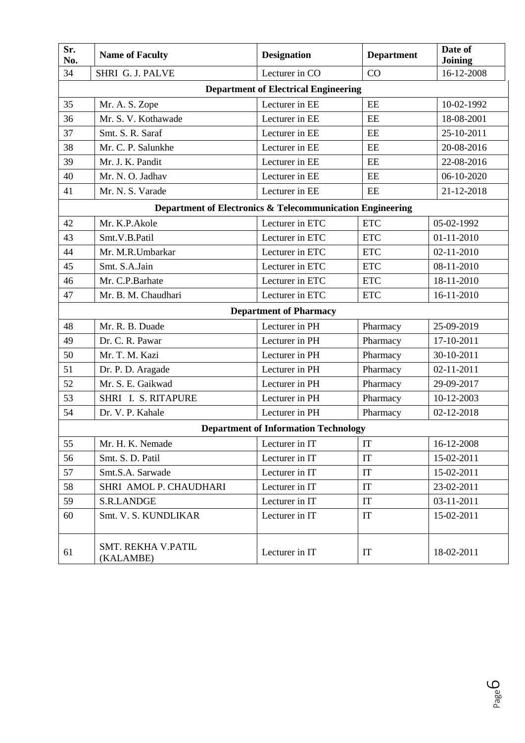| Sr. No. | Name of Faculty | Designation | Department | Date of Joining |
|---|---|---|---|---|
| 34 | SHRI G. J. PALVE | Lecturer in CO | CO | 16-12-2008 |
| **Department of Electrical Engineering** | | | | |
| 35 | Mr. A. S. Zope | Lecturer in EE | EE | 10-02-1992 |
| 36 | Mr. S. V. Kothawade | Lecturer in EE | EE | 18-08-2001 |
| 37 | Smt. S. R. Saraf | Lecturer in EE | EE | 25-10-2011 |
| 38 | Mr. C. P. Salunkhe | Lecturer in EE | EE | 20-08-2016 |
| 39 | Mr. J. K. Pandit | Lecturer in EE | EE | 22-08-2016 |
| 40 | Mr. N. O. Jadhav | Lecturer in EE | EE | 06-10-2020 |
| 41 | Mr. N. S. Varade | Lecturer in EE | EE | 21-12-2018 |
| **Department of Electronics & Telecommunication Engineering** | | | | |
| 42 | Mr. K.P.Akole | Lecturer in ETC | ETC | 05-02-1992 |
| 43 | Smt.V.B.Patil | Lecturer in ETC | ETC | 01-11-2010 |
| 44 | Mr. M.R.Umbarkar | Lecturer in ETC | ETC | 02-11-2010 |
| 45 | Smt. S.A.Jain | Lecturer in ETC | ETC | 08-11-2010 |
| 46 | Mr. C.P.Barhate | Lecturer in ETC | ETC | 18-11-2010 |
| 47 | Mr. B. M. Chaudhari | Lecturer in ETC | ETC | 16-11-2010 |
| **Department of Pharmacy** | | | | |
| 48 | Mr. R. B. Duade | Lecturer in PH | Pharmacy | 25-09-2019 |
| 49 | Dr. C. R. Pawar | Lecturer in PH | Pharmacy | 17-10-2011 |
| 50 | Mr. T. M. Kazi | Lecturer in PH | Pharmacy | 30-10-2011 |
| 51 | Dr. P. D. Aragade | Lecturer in PH | Pharmacy | 02-11-2011 |
| 52 | Mr. S. E. Gaikwad | Lecturer in PH | Pharmacy | 29-09-2017 |
| 53 | SHRI I. S. RITAPURE | Lecturer in PH | Pharmacy | 10-12-2003 |
| 54 | Dr. V. P. Kahale | Lecturer in PH | Pharmacy | 02-12-2018 |
| **Department of Information Technology** | | | | |
| 55 | Mr. H. K. Nemade | Lecturer in IT | IT | 16-12-2008 |
| 56 | Smt. S. D. Patil | Lecturer in IT | IT | 15-02-2011 |
| 57 | Smt.S.A. Sarwade | Lecturer in IT | IT | 15-02-2011 |
| 58 | SHRI AMOL P. CHAUDHARI | Lecturer in IT | IT | 23-02-2011 |
| 59 | S.R.LANDGE | Lecturer in IT | IT | 03-11-2011 |
| 60 | Smt. V. S. KUNDLIKAR | Lecturer in IT | IT | 15-02-2011 |
| 61 | SMT. REKHA V.PATIL (KALAMBE) | Lecturer in IT | IT | 18-02-2011 |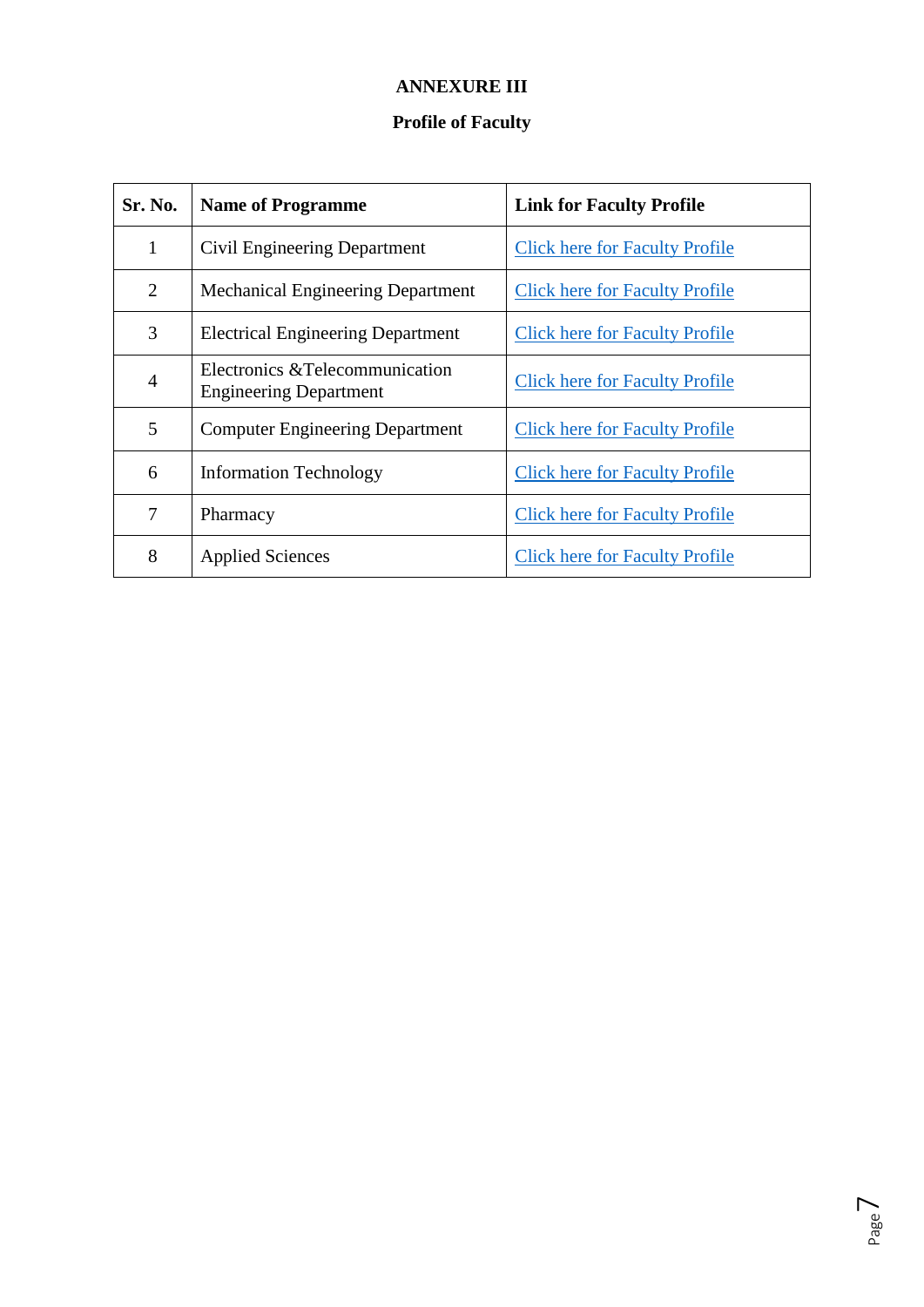**ANNEXURE III**

**Profile of Faculty**

| Sr. No. | Name of Programme | Link for Faculty Profile |
|---|---|---|
| 1 | Civil Engineering Department | Click here for Faculty Profile |
| 2 | Mechanical Engineering Department | Click here for Faculty Profile |
| 3 | Electrical Engineering Department | Click here for Faculty Profile |
| 4 | Electronics &Telecommunication Engineering Department | Click here for Faculty Profile |
| 5 | Computer Engineering Department | Click here for Faculty Profile |
| 6 | Information Technology | Click here for Faculty Profile |
| 7 | Pharmacy | Click here for Faculty Profile |
| 8 | Applied Sciences | Click here for Faculty Profile |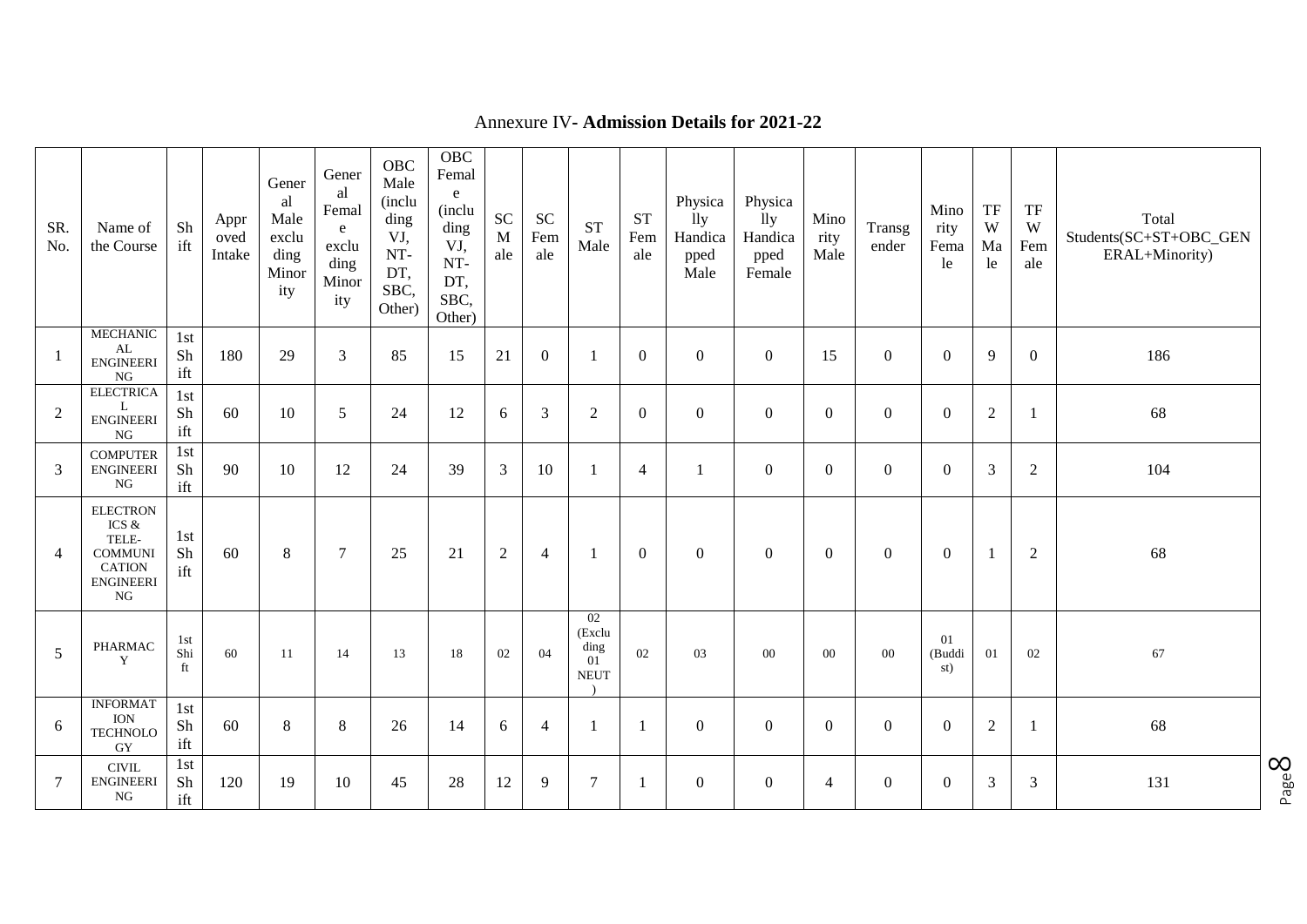Annexure IV- **Admission Details for 2021-22**

| SR. No. | Name of the Course | Shift | Approved Intake | General Male excluding Minority | General Female excluding Minority | OBC Male (including VJ, NT-DT, SBC, Other) | OBC Female (including VJ, NT-DT, SBC, Other) | SC Male | SC Female | ST Male | ST Female | Physically Handicapped Male | Physically Handicapped Female | Minority Male | Transgender | Minority Female | TFW Male | TFW Female | Total Students(SC+ST+OBC_GENERAL+Minority) |
|---|---|---|---|---|---|---|---|---|---|---|---|---|---|---|---|---|---|---|---|
| 1 | MECHANICAL ENGINEERING | 1st Shift | 180 | 29 | 3 | 85 | 15 | 21 | 0 | 1 | 0 | 0 | 0 | 15 | 0 | 0 | 9 | 0 | 186 |
| 2 | ELECTRICAL ENGINEERING | 1st Shift | 60 | 10 | 5 | 24 | 12 | 6 | 3 | 2 | 0 | 0 | 0 | 0 | 0 | 0 | 2 | 1 | 68 |
| 3 | COMPUTER ENGINEERING | 1st Shift | 90 | 10 | 12 | 24 | 39 | 3 | 10 | 1 | 4 | 1 | 0 | 0 | 0 | 0 | 3 | 2 | 104 |
| 4 | ELECTRONICS & TELE-COMMUNICATION ENGINEERING | 1st Shift | 60 | 8 | 7 | 25 | 21 | 2 | 4 | 1 | 0 | 0 | 0 | 0 | 0 | 0 | 1 | 2 | 68 |
| 5 | PHARMACY | 1st Shift | 60 | 11 | 14 | 13 | 18 | 02 | 04 | 02 (Excluding 01 NEUT) | 02 | 03 | 00 | 00 | 00 | 01 (Buddist) | 01 | 02 | 67 |
| 6 | INFORMATION TECHNOLOGY | 1st Shift | 60 | 8 | 8 | 26 | 14 | 6 | 4 | 1 | 1 | 0 | 0 | 0 | 0 | 0 | 2 | 1 | 68 |
| 7 | CIVIL ENGINEERING | 1st Shift | 120 | 19 | 10 | 45 | 28 | 12 | 9 | 7 | 1 | 0 | 0 | 4 | 0 | 0 | 3 | 3 | 131 |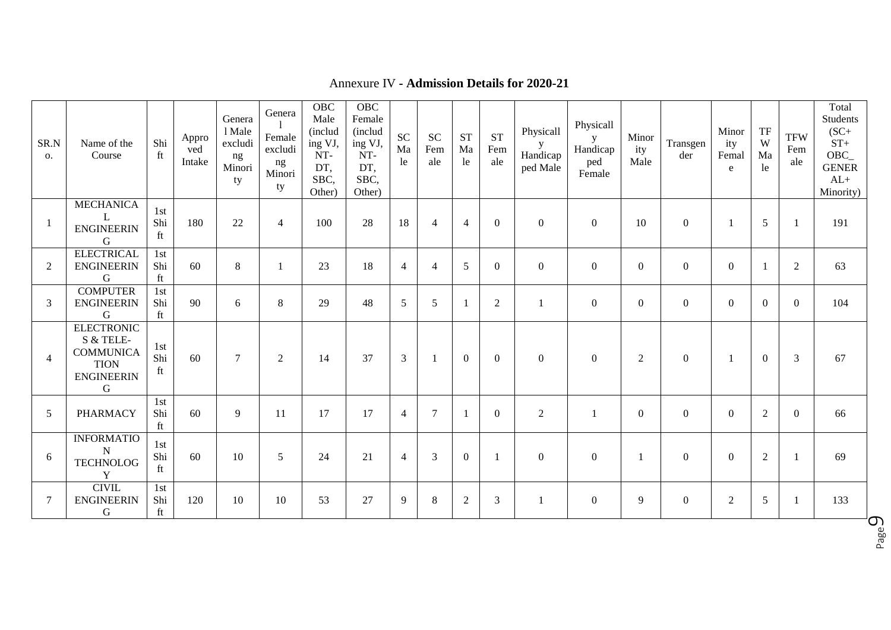## Annexure IV - **Admission Details for 2020-21**

| SR.No. | Name of the Course | Shift | Approved Intake | General Male excluding Minority | General Female excluding Minority | OBC Male (including VJ, NT-DT, SBC, Other) | OBC Female (including VJ, NT-DT, SBC, Other) | SC Male | SC Female | ST Male | ST Female | Physically Handicapped Male | Physically Handicapped Female | Minority Male | Transgender | Minority Female | TFW Male | TFW Female | Total Students (SC+ ST+ OBC_ GENERAL+ Minority) |
|---|---|---|---|---|---|---|---|---|---|---|---|---|---|---|---|---|---|---|---|
| 1 | MECHANICAL ENGINEERING | 1st Shift | 180 | 22 | 4 | 100 | 28 | 18 | 4 | 4 | 0 | 0 | 0 | 10 | 0 | 1 | 5 | 1 | 191 |
| 2 | ELECTRICAL ENGINEERING | 1st Shift | 60 | 8 | 1 | 23 | 18 | 4 | 4 | 5 | 0 | 0 | 0 | 0 | 0 | 0 | 1 | 2 | 63 |
| 3 | COMPUTER ENGINEERING | 1st Shift | 90 | 6 | 8 | 29 | 48 | 5 | 5 | 1 | 2 | 1 | 0 | 0 | 0 | 0 | 0 | 0 | 104 |
| 4 | ELECTRONICS & TELE-COMMUNICATION ENGINEERING | 1st Shift | 60 | 7 | 2 | 14 | 37 | 3 | 1 | 0 | 0 | 0 | 0 | 2 | 0 | 1 | 0 | 3 | 67 |
| 5 | PHARMACY | 1st Shift | 60 | 9 | 11 | 17 | 17 | 4 | 7 | 1 | 0 | 2 | 1 | 0 | 0 | 0 | 2 | 0 | 66 |
| 6 | INFORMATION TECHNOLOGY | 1st Shift | 60 | 10 | 5 | 24 | 21 | 4 | 3 | 0 | 1 | 0 | 0 | 1 | 0 | 0 | 2 | 1 | 69 |
| 7 | CIVIL ENGINEERING | 1st Shift | 120 | 10 | 10 | 53 | 27 | 9 | 8 | 2 | 3 | 1 | 0 | 9 | 0 | 2 | 5 | 1 | 133 |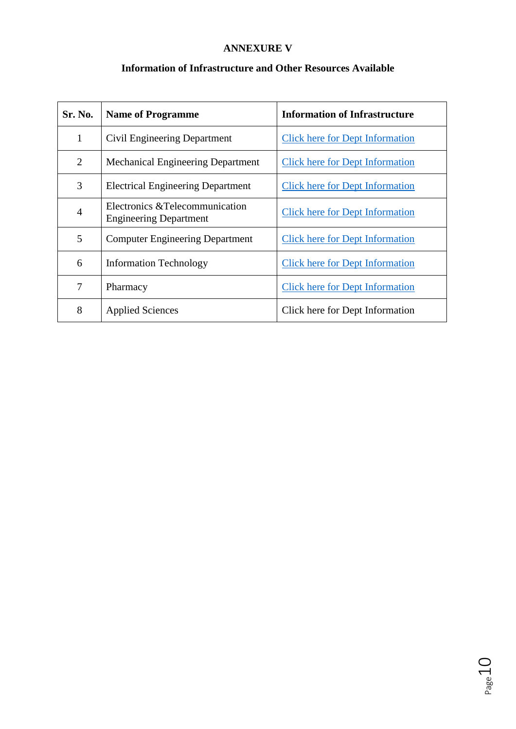# ANNEXURE V

## Information of Infrastructure and Other Resources Available

| Sr. No. | Name of Programme | Information of Infrastructure |
|---|---|---|
| 1 | Civil Engineering Department | Click here for Dept Information |
| 2 | Mechanical Engineering Department | Click here for Dept Information |
| 3 | Electrical Engineering Department | Click here for Dept Information |
| 4 | Electronics &Telecommunication Engineering Department | Click here for Dept Information |
| 5 | Computer Engineering Department | Click here for Dept Information |
| 6 | Information Technology | Click here for Dept Information |
| 7 | Pharmacy | Click here for Dept Information |
| 8 | Applied Sciences | Click here for Dept Information |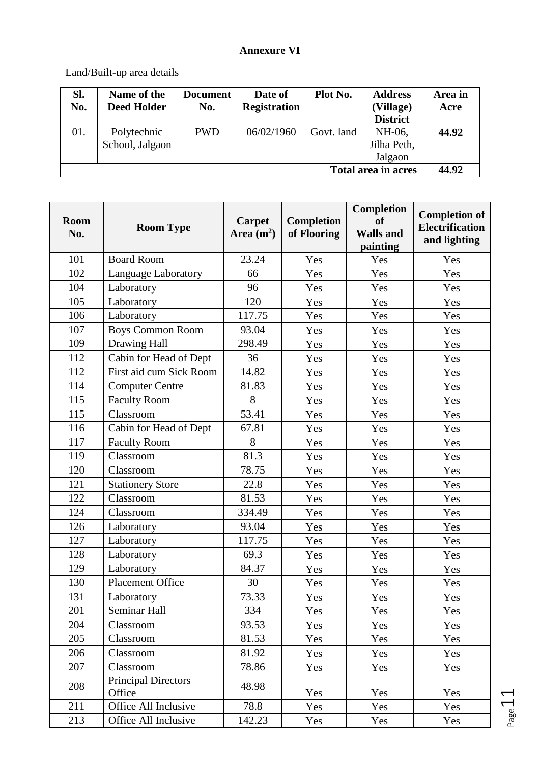**Annexure VI**

Land/Built-up area details

| Sl. No. | Name of the Deed Holder | Document No. | Date of Registration | Plot No. | Address (Village) District | Area in Acre |
|---|---|---|---|---|---|---|
| 01. | Polytechnic School, Jalgaon | PWD | 06/02/1960 | Govt. land | NH-06, Jilha Peth, Jalgaon | **44.92** |
| **Total area in acres** | | | | | | **44.92** |

| Room No. | Room Type | Carpet Area ($m^2$) | Completion of Flooring | Completion of Walls and painting | Completion of Electrification and lighting |
|---|---|---|---|---|---|
| 101 | Board Room | 23.24 | Yes | Yes | Yes |
| 102 | Language Laboratory | 66 | Yes | Yes | Yes |
| 104 | Laboratory | 96 | Yes | Yes | Yes |
| 105 | Laboratory | 120 | Yes | Yes | Yes |
| 106 | Laboratory | 117.75 | Yes | Yes | Yes |
| 107 | Boys Common Room | 93.04 | Yes | Yes | Yes |
| 109 | Drawing Hall | 298.49 | Yes | Yes | Yes |
| 112 | Cabin for Head of Dept | 36 | Yes | Yes | Yes |
| 112 | First aid cum Sick Room | 14.82 | Yes | Yes | Yes |
| 114 | Computer Centre | 81.83 | Yes | Yes | Yes |
| 115 | Faculty Room | 8 | Yes | Yes | Yes |
| 115 | Classroom | 53.41 | Yes | Yes | Yes |
| 116 | Cabin for Head of Dept | 67.81 | Yes | Yes | Yes |
| 117 | Faculty Room | 8 | Yes | Yes | Yes |
| 119 | Classroom | 81.3 | Yes | Yes | Yes |
| 120 | Classroom | 78.75 | Yes | Yes | Yes |
| 121 | Stationery Store | 22.8 | Yes | Yes | Yes |
| 122 | Classroom | 81.53 | Yes | Yes | Yes |
| 124 | Classroom | 334.49 | Yes | Yes | Yes |
| 126 | Laboratory | 93.04 | Yes | Yes | Yes |
| 127 | Laboratory | 117.75 | Yes | Yes | Yes |
| 128 | Laboratory | 69.3 | Yes | Yes | Yes |
| 129 | Laboratory | 84.37 | Yes | Yes | Yes |
| 130 | Placement Office | 30 | Yes | Yes | Yes |
| 131 | Laboratory | 73.33 | Yes | Yes | Yes |
| 201 | Seminar Hall | 334 | Yes | Yes | Yes |
| 204 | Classroom | 93.53 | Yes | Yes | Yes |
| 205 | Classroom | 81.53 | Yes | Yes | Yes |
| 206 | Classroom | 81.92 | Yes | Yes | Yes |
| 207 | Classroom | 78.86 | Yes | Yes | Yes |
| 208 | Principal Directors Office | 48.98 | Yes | Yes | Yes |
| 211 | Office All Inclusive | 78.8 | Yes | Yes | Yes |
| 213 | Office All Inclusive | 142.23 | Yes | Yes | Yes |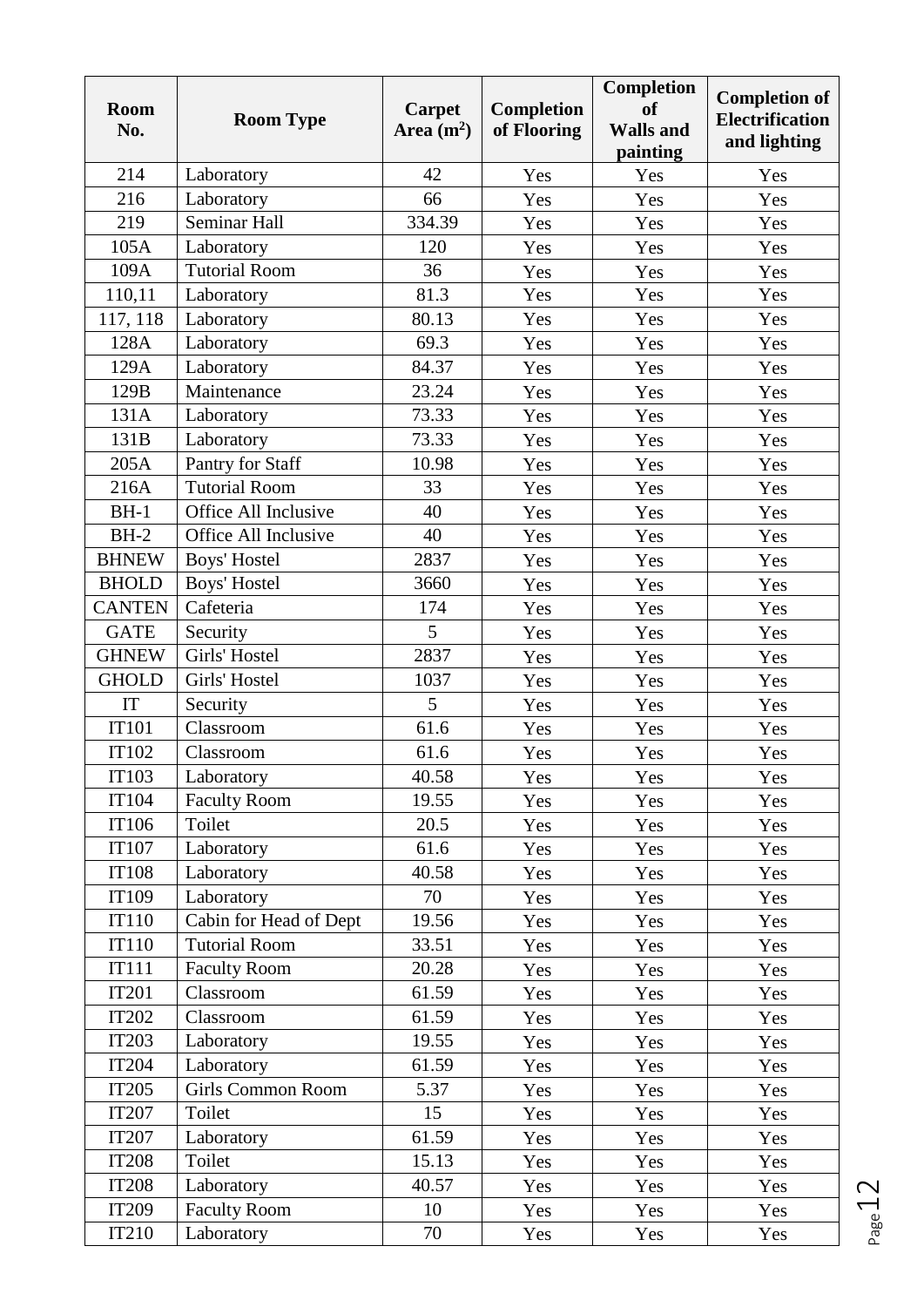| Room No. | Room Type | Carpet Area ($m^2$) | Completion of Flooring | Completion of Walls and painting | Completion of Electrification and lighting |
|---|---|---|---|---|---|
| 214 | Laboratory | 42 | Yes | Yes | Yes |
| 216 | Laboratory | 66 | Yes | Yes | Yes |
| 219 | Seminar Hall | 334.39 | Yes | Yes | Yes |
| 105A | Laboratory | 120 | Yes | Yes | Yes |
| 109A | Tutorial Room | 36 | Yes | Yes | Yes |
| 110,11 | Laboratory | 81.3 | Yes | Yes | Yes |
| 117, 118 | Laboratory | 80.13 | Yes | Yes | Yes |
| 128A | Laboratory | 69.3 | Yes | Yes | Yes |
| 129A | Laboratory | 84.37 | Yes | Yes | Yes |
| 129B | Maintenance | 23.24 | Yes | Yes | Yes |
| 131A | Laboratory | 73.33 | Yes | Yes | Yes |
| 131B | Laboratory | 73.33 | Yes | Yes | Yes |
| 205A | Pantry for Staff | 10.98 | Yes | Yes | Yes |
| 216A | Tutorial Room | 33 | Yes | Yes | Yes |
| BH-1 | Office All Inclusive | 40 | Yes | Yes | Yes |
| BH-2 | Office All Inclusive | 40 | Yes | Yes | Yes |
| BHNEW | Boys' Hostel | 2837 | Yes | Yes | Yes |
| BHOLD | Boys' Hostel | 3660 | Yes | Yes | Yes |
| CANTEN | Cafeteria | 174 | Yes | Yes | Yes |
| GATE | Security | 5 | Yes | Yes | Yes |
| GHNEW | Girls' Hostel | 2837 | Yes | Yes | Yes |
| GHOLD | Girls' Hostel | 1037 | Yes | Yes | Yes |
| IT | Security | 5 | Yes | Yes | Yes |
| IT101 | Classroom | 61.6 | Yes | Yes | Yes |
| IT102 | Classroom | 61.6 | Yes | Yes | Yes |
| IT103 | Laboratory | 40.58 | Yes | Yes | Yes |
| IT104 | Faculty Room | 19.55 | Yes | Yes | Yes |
| IT106 | Toilet | 20.5 | Yes | Yes | Yes |
| IT107 | Laboratory | 61.6 | Yes | Yes | Yes |
| IT108 | Laboratory | 40.58 | Yes | Yes | Yes |
| IT109 | Laboratory | 70 | Yes | Yes | Yes |
| IT110 | Cabin for Head of Dept | 19.56 | Yes | Yes | Yes |
| IT110 | Tutorial Room | 33.51 | Yes | Yes | Yes |
| IT111 | Faculty Room | 20.28 | Yes | Yes | Yes |
| IT201 | Classroom | 61.59 | Yes | Yes | Yes |
| IT202 | Classroom | 61.59 | Yes | Yes | Yes |
| IT203 | Laboratory | 19.55 | Yes | Yes | Yes |
| IT204 | Laboratory | 61.59 | Yes | Yes | Yes |
| IT205 | Girls Common Room | 5.37 | Yes | Yes | Yes |
| IT207 | Toilet | 15 | Yes | Yes | Yes |
| IT207 | Laboratory | 61.59 | Yes | Yes | Yes |
| IT208 | Toilet | 15.13 | Yes | Yes | Yes |
| IT208 | Laboratory | 40.57 | Yes | Yes | Yes |
| IT209 | Faculty Room | 10 | Yes | Yes | Yes |
| IT210 | Laboratory | 70 | Yes | Yes | Yes |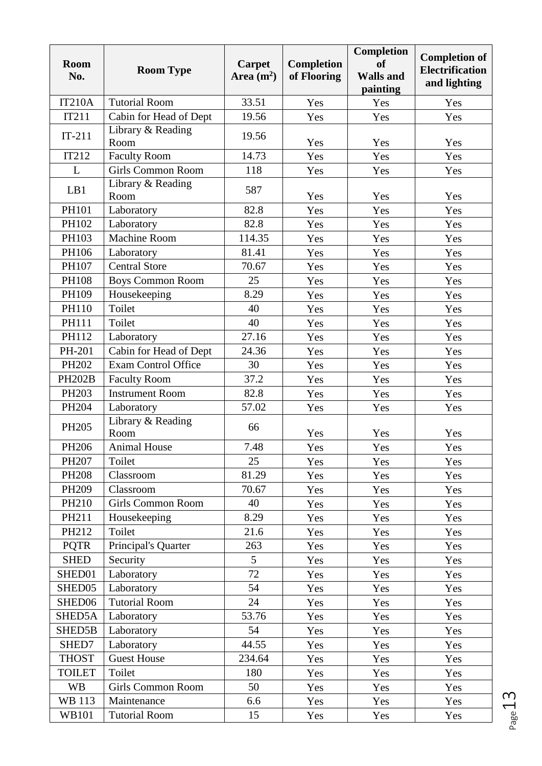| Room No. | Room Type | Carpet Area ($m^2$) | Completion of Flooring | Completion of Walls and painting | Completion of Electrification and lighting |
|---|---|---|---|---|---|
| IT210A | Tutorial Room | 33.51 | Yes | Yes | Yes |
| IT211 | Cabin for Head of Dept | 19.56 | Yes | Yes | Yes |
| IT-211 | Library & Reading Room | 19.56 | Yes | Yes | Yes |
| IT212 | Faculty Room | 14.73 | Yes | Yes | Yes |
| L | Girls Common Room | 118 | Yes | Yes | Yes |
| LB1 | Library & Reading Room | 587 | Yes | Yes | Yes |
| PH101 | Laboratory | 82.8 | Yes | Yes | Yes |
| PH102 | Laboratory | 82.8 | Yes | Yes | Yes |
| PH103 | Machine Room | 114.35 | Yes | Yes | Yes |
| PH106 | Laboratory | 81.41 | Yes | Yes | Yes |
| PH107 | Central Store | 70.67 | Yes | Yes | Yes |
| PH108 | Boys Common Room | 25 | Yes | Yes | Yes |
| PH109 | Housekeeping | 8.29 | Yes | Yes | Yes |
| PH110 | Toilet | 40 | Yes | Yes | Yes |
| PH111 | Toilet | 40 | Yes | Yes | Yes |
| PH112 | Laboratory | 27.16 | Yes | Yes | Yes |
| PH-201 | Cabin for Head of Dept | 24.36 | Yes | Yes | Yes |
| PH202 | Exam Control Office | 30 | Yes | Yes | Yes |
| PH202B | Faculty Room | 37.2 | Yes | Yes | Yes |
| PH203 | Instrument Room | 82.8 | Yes | Yes | Yes |
| PH204 | Laboratory | 57.02 | Yes | Yes | Yes |
| PH205 | Library & Reading Room | 66 | Yes | Yes | Yes |
| PH206 | Animal House | 7.48 | Yes | Yes | Yes |
| PH207 | Toilet | 25 | Yes | Yes | Yes |
| PH208 | Classroom | 81.29 | Yes | Yes | Yes |
| PH209 | Classroom | 70.67 | Yes | Yes | Yes |
| PH210 | Girls Common Room | 40 | Yes | Yes | Yes |
| PH211 | Housekeeping | 8.29 | Yes | Yes | Yes |
| PH212 | Toilet | 21.6 | Yes | Yes | Yes |
| PQTR | Principal's Quarter | 263 | Yes | Yes | Yes |
| SHED | Security | 5 | Yes | Yes | Yes |
| SHED01 | Laboratory | 72 | Yes | Yes | Yes |
| SHED05 | Laboratory | 54 | Yes | Yes | Yes |
| SHED06 | Tutorial Room | 24 | Yes | Yes | Yes |
| SHED5A | Laboratory | 53.76 | Yes | Yes | Yes |
| SHED5B | Laboratory | 54 | Yes | Yes | Yes |
| SHED7 | Laboratory | 44.55 | Yes | Yes | Yes |
| THOST | Guest House | 234.64 | Yes | Yes | Yes |
| TOILET | Toilet | 180 | Yes | Yes | Yes |
| WB | Girls Common Room | 50 | Yes | Yes | Yes |
| WB 113 | Maintenance | 6.6 | Yes | Yes | Yes |
| WB101 | Tutorial Room | 15 | Yes | Yes | Yes |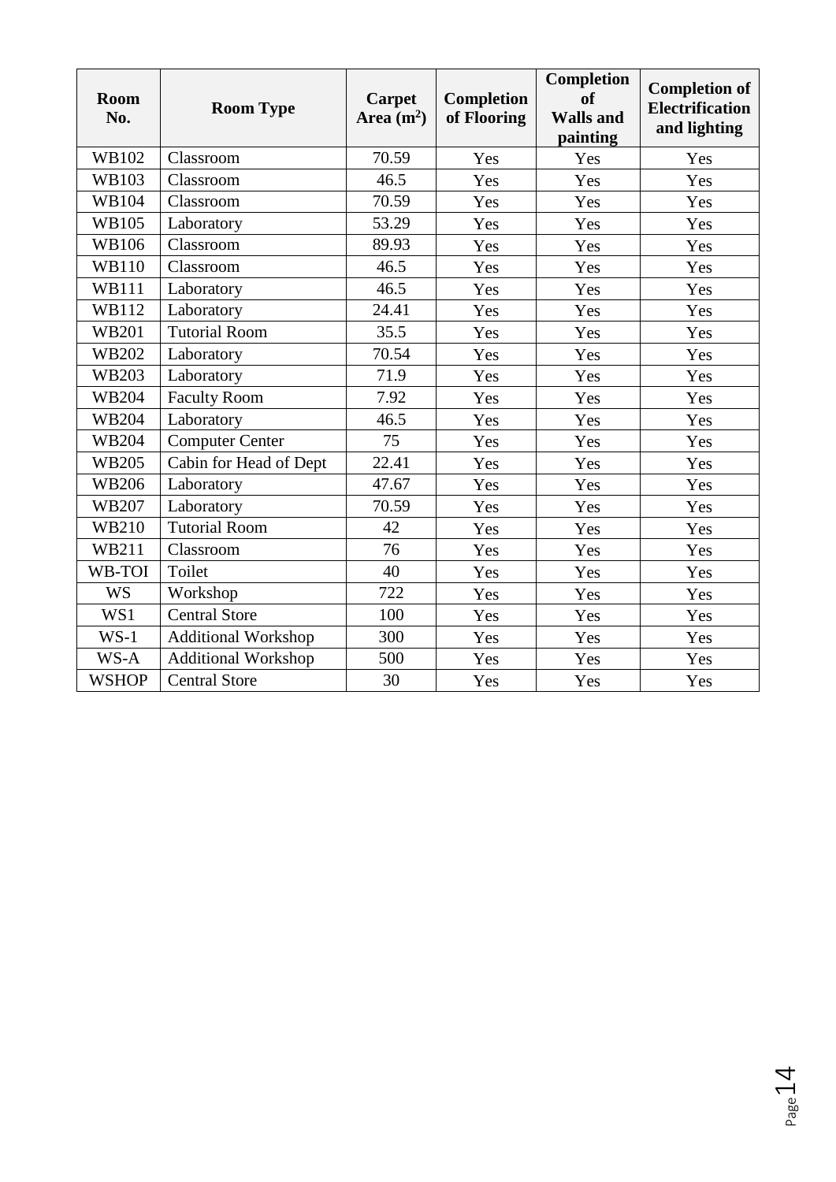| Room No. | Room Type | Carpet Area ($m^2$) | Completion of Flooring | Completion of Walls and painting | Completion of Electrification and lighting |
|---|---|---|---|---|---|
| WB102 | Classroom | 70.59 | Yes | Yes | Yes |
| WB103 | Classroom | 46.5 | Yes | Yes | Yes |
| WB104 | Classroom | 70.59 | Yes | Yes | Yes |
| WB105 | Laboratory | 53.29 | Yes | Yes | Yes |
| WB106 | Classroom | 89.93 | Yes | Yes | Yes |
| WB110 | Classroom | 46.5 | Yes | Yes | Yes |
| WB111 | Laboratory | 46.5 | Yes | Yes | Yes |
| WB112 | Laboratory | 24.41 | Yes | Yes | Yes |
| WB201 | Tutorial Room | 35.5 | Yes | Yes | Yes |
| WB202 | Laboratory | 70.54 | Yes | Yes | Yes |
| WB203 | Laboratory | 71.9 | Yes | Yes | Yes |
| WB204 | Faculty Room | 7.92 | Yes | Yes | Yes |
| WB204 | Laboratory | 46.5 | Yes | Yes | Yes |
| WB204 | Computer Center | 75 | Yes | Yes | Yes |
| WB205 | Cabin for Head of Dept | 22.41 | Yes | Yes | Yes |
| WB206 | Laboratory | 47.67 | Yes | Yes | Yes |
| WB207 | Laboratory | 70.59 | Yes | Yes | Yes |
| WB210 | Tutorial Room | 42 | Yes | Yes | Yes |
| WB211 | Classroom | 76 | Yes | Yes | Yes |
| WB-TOI | Toilet | 40 | Yes | Yes | Yes |
| WS | Workshop | 722 | Yes | Yes | Yes |
| WS1 | Central Store | 100 | Yes | Yes | Yes |
| WS-1 | Additional Workshop | 300 | Yes | Yes | Yes |
| WS-A | Additional Workshop | 500 | Yes | Yes | Yes |
| WSHOP | Central Store | 30 | Yes | Yes | Yes |